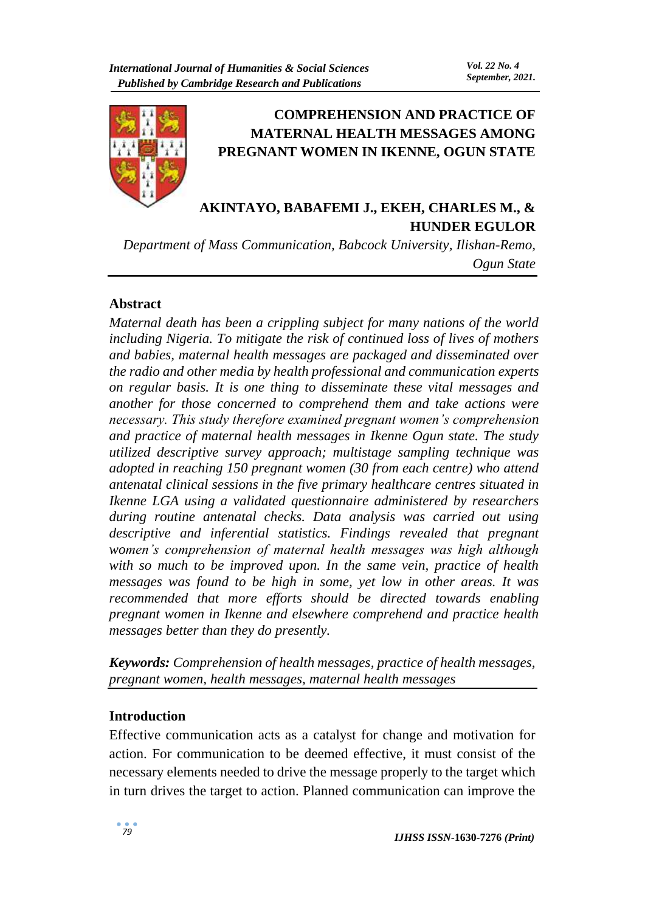# COMPREHENSION AND PRACTICE OF MATERNAL HEALTH MESSAGES AMONG PREGNANT WOMEN IN IKENNE, OGUN STATE

**AKINTAYO, BABAFEMI J., EKEH, CHARLES M., & HUNDER EGULOR**

*Department of Mass Communication, Babcock University, Ilishan-Remo, Ogun State*

## Abstract

*Maternal death has been a crippling subject for many nations of the world including Nigeria. To mitigate the risk of continued loss of lives of mothers and babies, maternal health messages are packaged and disseminated over the radio and other media by health professional and communication experts on regular basis. It is one thing to disseminate these vital messages and another for those concerned to comprehend them and take actions were necessary. This study therefore examined pregnant women's comprehension and practice of maternal health messages in Ikenne Ogun state. The study utilized descriptive survey approach; multistage sampling technique was adopted in reaching 150 pregnant women (30 from each centre) who attend antenatal clinical sessions in the five primary healthcare centres situated in Ikenne LGA using a validated questionnaire administered by researchers during routine antenatal checks. Data analysis was carried out using descriptive and inferential statistics. Findings revealed that pregnant women's comprehension of maternal health messages was high although with so much to be improved upon. In the same vein, practice of health messages was found to be high in some, yet low in other areas. It was recommended that more efforts should be directed towards enabling pregnant women in Ikenne and elsewhere comprehend and practice health messages better than they do presently.*

***Keywords:*** *Comprehension of health messages, practice of health messages, pregnant women, health messages, maternal health messages*

## Introduction

Effective communication acts as a catalyst for change and motivation for action. For communication to be deemed effective, it must consist of the necessary elements needed to drive the message properly to the target which in turn drives the target to action. Planned communication can improve the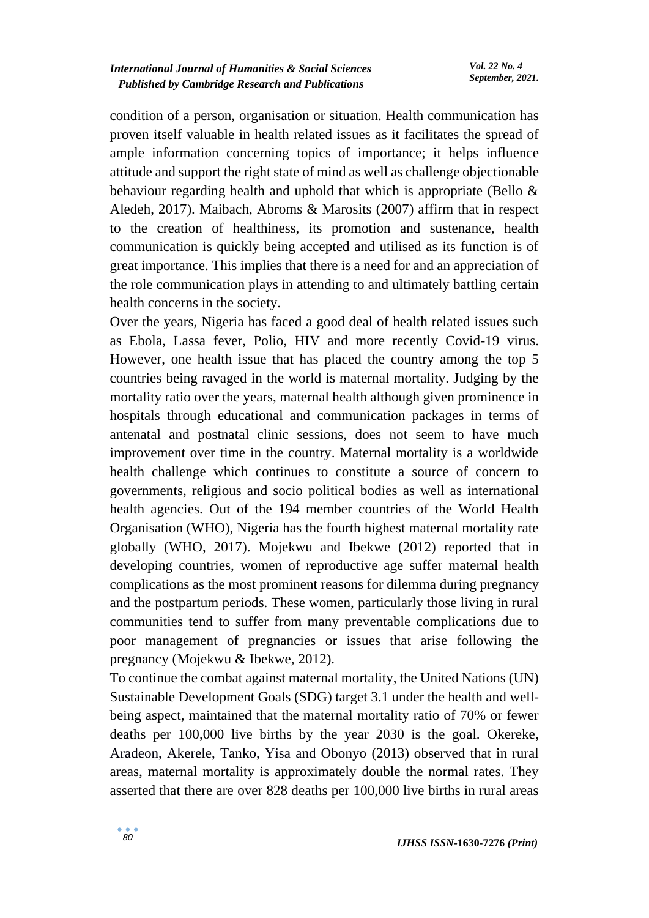condition of a person, organisation or situation. Health communication has proven itself valuable in health related issues as it facilitates the spread of ample information concerning topics of importance; it helps influence attitude and support the right state of mind as well as challenge objectionable behaviour regarding health and uphold that which is appropriate (Bello & Aledeh, 2017). Maibach, Abroms & Marosits (2007) affirm that in respect to the creation of healthiness, its promotion and sustenance, health communication is quickly being accepted and utilised as its function is of great importance. This implies that there is a need for and an appreciation of the role communication plays in attending to and ultimately battling certain health concerns in the society.

Over the years, Nigeria has faced a good deal of health related issues such as Ebola, Lassa fever, Polio, HIV and more recently Covid-19 virus. However, one health issue that has placed the country among the top 5 countries being ravaged in the world is maternal mortality. Judging by the mortality ratio over the years, maternal health although given prominence in hospitals through educational and communication packages in terms of antenatal and postnatal clinic sessions, does not seem to have much improvement over time in the country. Maternal mortality is a worldwide health challenge which continues to constitute a source of concern to governments, religious and socio political bodies as well as international health agencies. Out of the 194 member countries of the World Health Organisation (WHO), Nigeria has the fourth highest maternal mortality rate globally (WHO, 2017). Mojekwu and Ibekwe (2012) reported that in developing countries, women of reproductive age suffer maternal health complications as the most prominent reasons for dilemma during pregnancy and the postpartum periods. These women, particularly those living in rural communities tend to suffer from many preventable complications due to poor management of pregnancies or issues that arise following the pregnancy (Mojekwu & Ibekwe, 2012).

To continue the combat against maternal mortality, the United Nations (UN) Sustainable Development Goals (SDG) target 3.1 under the health and well-being aspect, maintained that the maternal mortality ratio of 70% or fewer deaths per 100,000 live births by the year 2030 is the goal. Okereke, Aradeon, Akerele, Tanko, Yisa and Obonyo (2013) observed that in rural areas, maternal mortality is approximately double the normal rates. They asserted that there are over 828 deaths per 100,000 live births in rural areas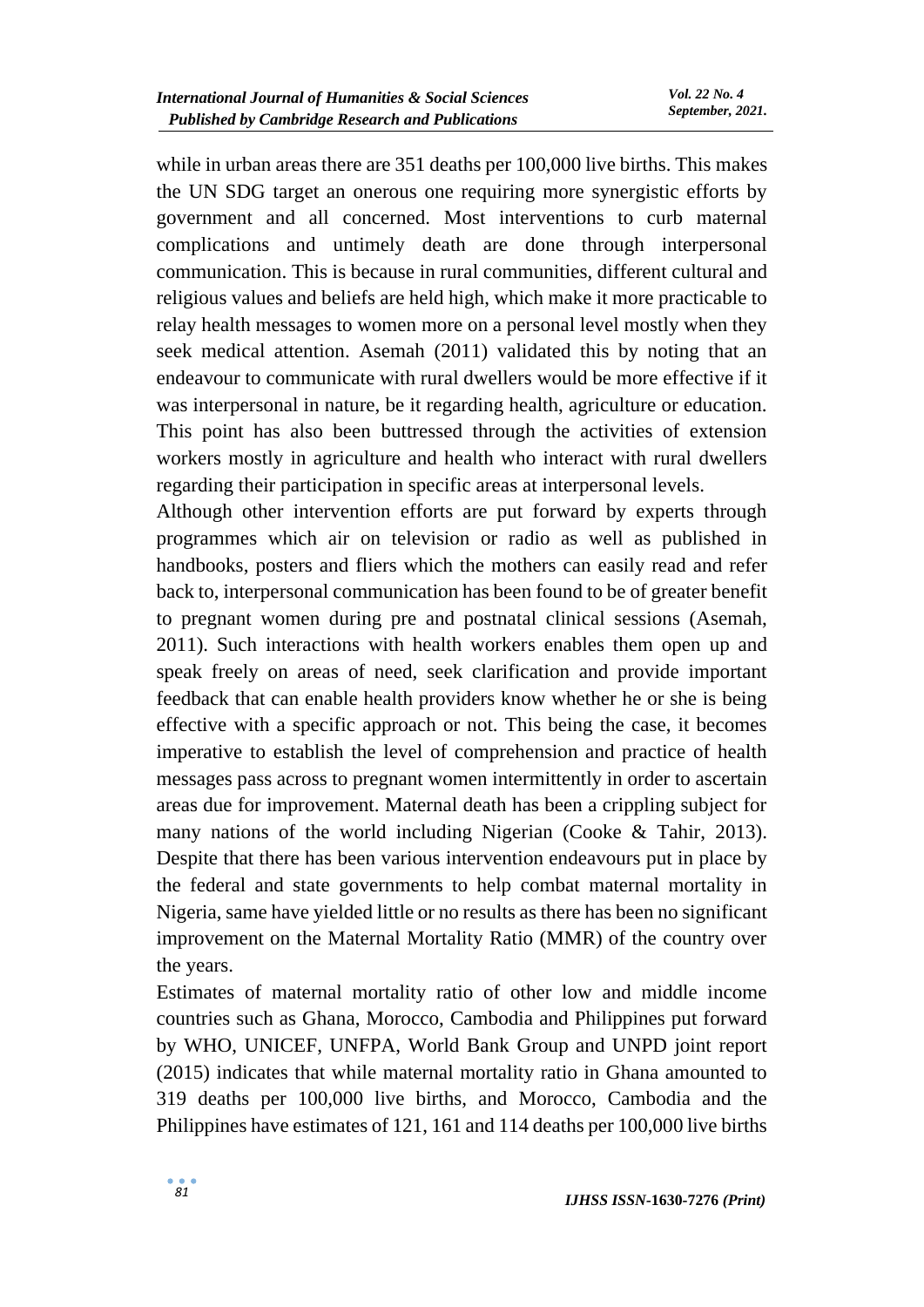while in urban areas there are 351 deaths per 100,000 live births. This makes the UN SDG target an onerous one requiring more synergistic efforts by government and all concerned. Most interventions to curb maternal complications and untimely death are done through interpersonal communication. This is because in rural communities, different cultural and religious values and beliefs are held high, which make it more practicable to relay health messages to women more on a personal level mostly when they seek medical attention. Asemah (2011) validated this by noting that an endeavour to communicate with rural dwellers would be more effective if it was interpersonal in nature, be it regarding health, agriculture or education. This point has also been buttressed through the activities of extension workers mostly in agriculture and health who interact with rural dwellers regarding their participation in specific areas at interpersonal levels.

Although other intervention efforts are put forward by experts through programmes which air on television or radio as well as published in handbooks, posters and fliers which the mothers can easily read and refer back to, interpersonal communication has been found to be of greater benefit to pregnant women during pre and postnatal clinical sessions (Asemah, 2011). Such interactions with health workers enables them open up and speak freely on areas of need, seek clarification and provide important feedback that can enable health providers know whether he or she is being effective with a specific approach or not. This being the case, it becomes imperative to establish the level of comprehension and practice of health messages pass across to pregnant women intermittently in order to ascertain areas due for improvement. Maternal death has been a crippling subject for many nations of the world including Nigerian (Cooke & Tahir, 2013). Despite that there has been various intervention endeavours put in place by the federal and state governments to help combat maternal mortality in Nigeria, same have yielded little or no results as there has been no significant improvement on the Maternal Mortality Ratio (MMR) of the country over the years.

Estimates of maternal mortality ratio of other low and middle income countries such as Ghana, Morocco, Cambodia and Philippines put forward by WHO, UNICEF, UNFPA, World Bank Group and UNPD joint report (2015) indicates that while maternal mortality ratio in Ghana amounted to 319 deaths per 100,000 live births, and Morocco, Cambodia and the Philippines have estimates of 121, 161 and 114 deaths per 100,000 live births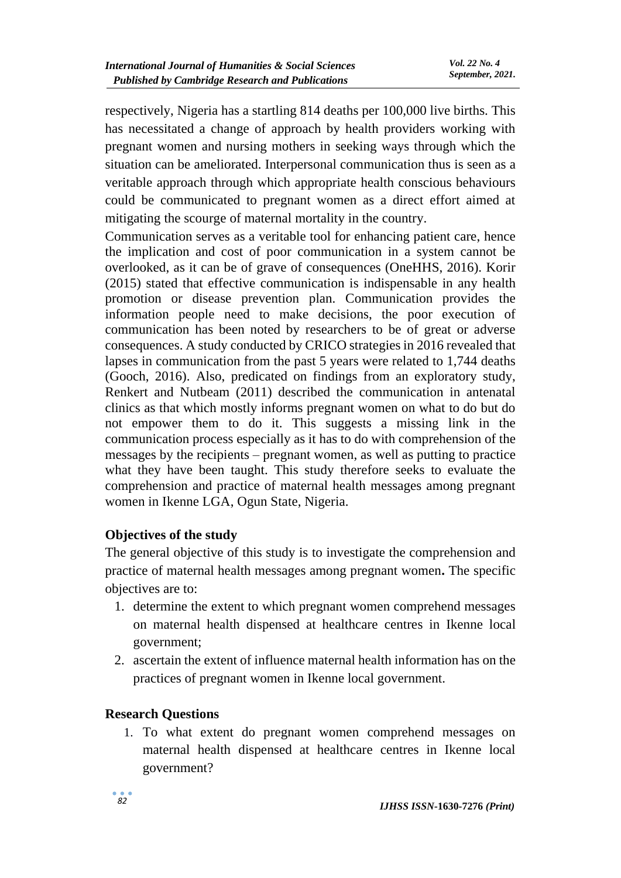respectively, Nigeria has a startling 814 deaths per 100,000 live births. This has necessitated a change of approach by health providers working with pregnant women and nursing mothers in seeking ways through which the situation can be ameliorated. Interpersonal communication thus is seen as a veritable approach through which appropriate health conscious behaviours could be communicated to pregnant women as a direct effort aimed at mitigating the scourge of maternal mortality in the country.

Communication serves as a veritable tool for enhancing patient care, hence the implication and cost of poor communication in a system cannot be overlooked, as it can be of grave of consequences (OneHHS, 2016). Korir (2015) stated that effective communication is indispensable in any health promotion or disease prevention plan. Communication provides the information people need to make decisions, the poor execution of communication has been noted by researchers to be of great or adverse consequences. A study conducted by CRICO strategies in 2016 revealed that lapses in communication from the past 5 years were related to 1,744 deaths (Gooch, 2016). Also, predicated on findings from an exploratory study, Renkert and Nutbeam (2011) described the communication in antenatal clinics as that which mostly informs pregnant women on what to do but do not empower them to do it. This suggests a missing link in the communication process especially as it has to do with comprehension of the messages by the recipients – pregnant women, as well as putting to practice what they have been taught. This study therefore seeks to evaluate the comprehension and practice of maternal health messages among pregnant women in Ikenne LGA, Ogun State, Nigeria.

## Objectives of the study

The general objective of this study is to investigate the comprehension and practice of maternal health messages among pregnant women**.** The specific objectives are to:

1. determine the extent to which pregnant women comprehend messages on maternal health dispensed at healthcare centres in Ikenne local government;
2. ascertain the extent of influence maternal health information has on the practices of pregnant women in Ikenne local government.

## Research Questions

1. To what extent do pregnant women comprehend messages on maternal health dispensed at healthcare centres in Ikenne local government?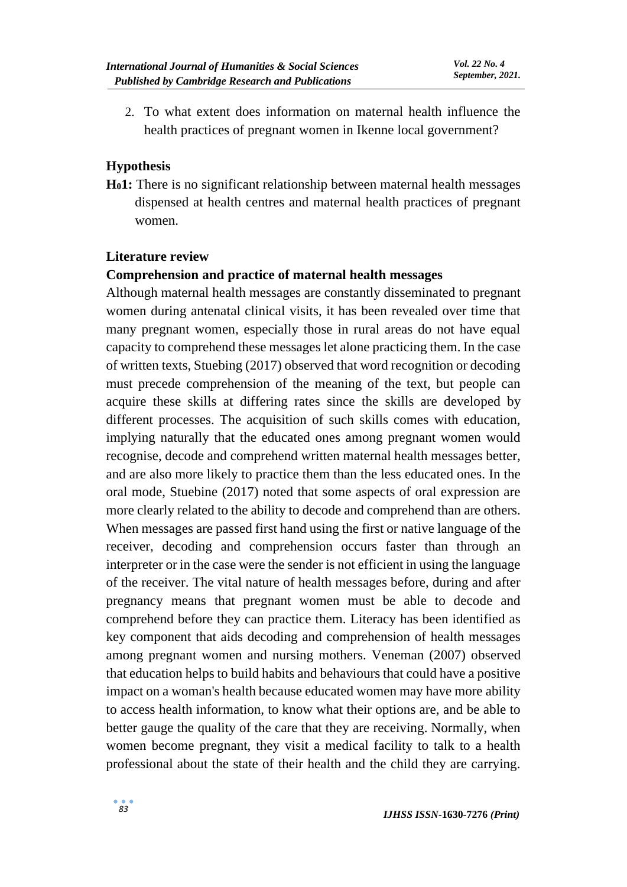2. To what extent does information on maternal health influence the health practices of pregnant women in Ikenne local government?

## Hypothesis

**$H_01$:** There is no significant relationship between maternal health messages dispensed at health centres and maternal health practices of pregnant women.

## Literature review

### Comprehension and practice of maternal health messages

Although maternal health messages are constantly disseminated to pregnant women during antenatal clinical visits, it has been revealed over time that many pregnant women, especially those in rural areas do not have equal capacity to comprehend these messages let alone practicing them. In the case of written texts, Stuebing (2017) observed that word recognition or decoding must precede comprehension of the meaning of the text, but people can acquire these skills at differing rates since the skills are developed by different processes. The acquisition of such skills comes with education, implying naturally that the educated ones among pregnant women would recognise, decode and comprehend written maternal health messages better, and are also more likely to practice them than the less educated ones. In the oral mode, Stuebine (2017) noted that some aspects of oral expression are more clearly related to the ability to decode and comprehend than are others. When messages are passed first hand using the first or native language of the receiver, decoding and comprehension occurs faster than through an interpreter or in the case were the sender is not efficient in using the language of the receiver. The vital nature of health messages before, during and after pregnancy means that pregnant women must be able to decode and comprehend before they can practice them. Literacy has been identified as key component that aids decoding and comprehension of health messages among pregnant women and nursing mothers. Veneman (2007) observed that education helps to build habits and behaviours that could have a positive impact on a woman's health because educated women may have more ability to access health information, to know what their options are, and be able to better gauge the quality of the care that they are receiving. Normally, when women become pregnant, they visit a medical facility to talk to a health professional about the state of their health and the child they are carrying.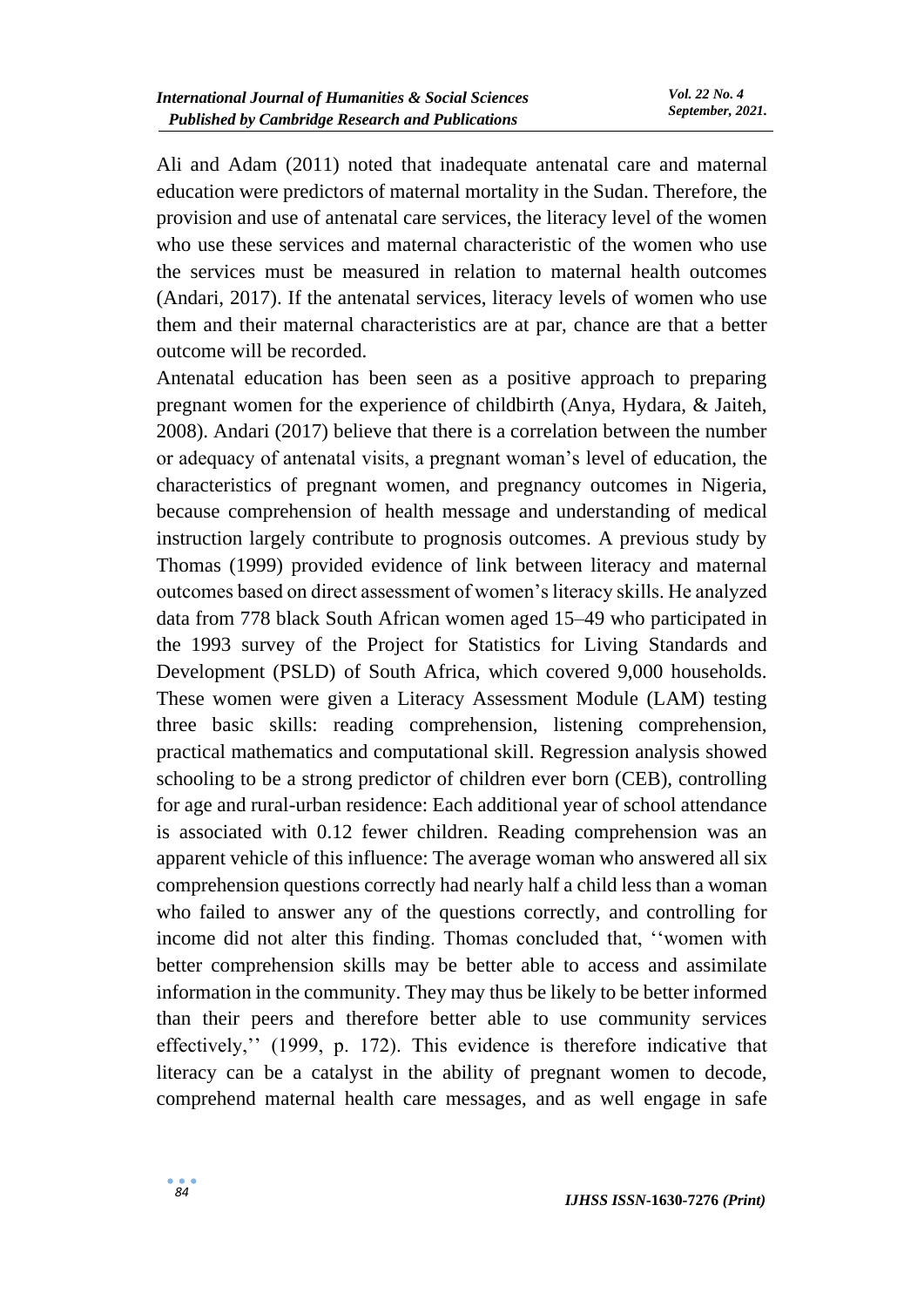Ali and Adam (2011) noted that inadequate antenatal care and maternal education were predictors of maternal mortality in the Sudan. Therefore, the provision and use of antenatal care services, the literacy level of the women who use these services and maternal characteristic of the women who use the services must be measured in relation to maternal health outcomes (Andari, 2017). If the antenatal services, literacy levels of women who use them and their maternal characteristics are at par, chance are that a better outcome will be recorded.

Antenatal education has been seen as a positive approach to preparing pregnant women for the experience of childbirth (Anya, Hydara, & Jaiteh, 2008). Andari (2017) believe that there is a correlation between the number or adequacy of antenatal visits, a pregnant woman's level of education, the characteristics of pregnant women, and pregnancy outcomes in Nigeria, because comprehension of health message and understanding of medical instruction largely contribute to prognosis outcomes. A previous study by Thomas (1999) provided evidence of link between literacy and maternal outcomes based on direct assessment of women's literacy skills. He analyzed data from 778 black South African women aged 15–49 who participated in the 1993 survey of the Project for Statistics for Living Standards and Development (PSLD) of South Africa, which covered 9,000 households. These women were given a Literacy Assessment Module (LAM) testing three basic skills: reading comprehension, listening comprehension, practical mathematics and computational skill. Regression analysis showed schooling to be a strong predictor of children ever born (CEB), controlling for age and rural-urban residence: Each additional year of school attendance is associated with 0.12 fewer children. Reading comprehension was an apparent vehicle of this influence: The average woman who answered all six comprehension questions correctly had nearly half a child less than a woman who failed to answer any of the questions correctly, and controlling for income did not alter this finding. Thomas concluded that, ''women with better comprehension skills may be better able to access and assimilate information in the community. They may thus be likely to be better informed than their peers and therefore better able to use community services effectively,'' (1999, p. 172). This evidence is therefore indicative that literacy can be a catalyst in the ability of pregnant women to decode, comprehend maternal health care messages, and as well engage in safe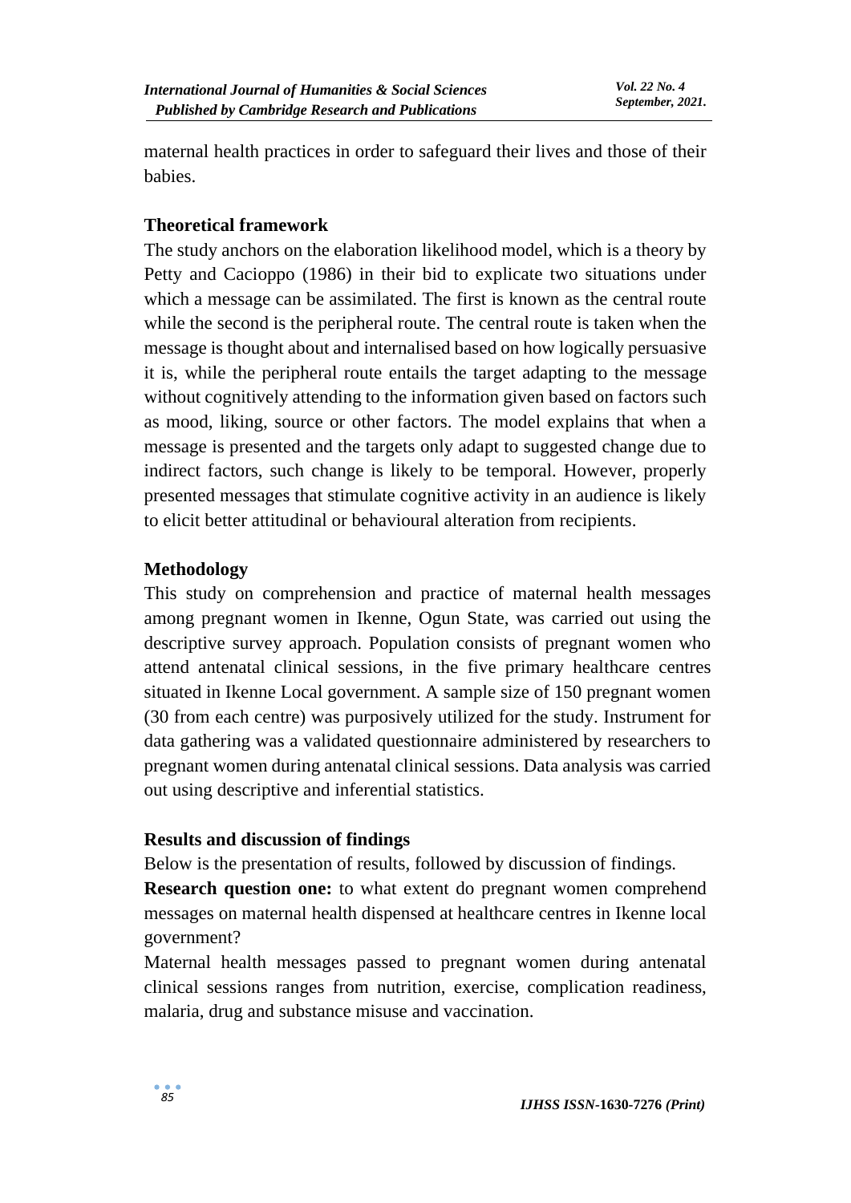maternal health practices in order to safeguard their lives and those of their babies.

## Theoretical framework

The study anchors on the elaboration likelihood model, which is a theory by Petty and Cacioppo (1986) in their bid to explicate two situations under which a message can be assimilated. The first is known as the central route while the second is the peripheral route. The central route is taken when the message is thought about and internalised based on how logically persuasive it is, while the peripheral route entails the target adapting to the message without cognitively attending to the information given based on factors such as mood, liking, source or other factors. The model explains that when a message is presented and the targets only adapt to suggested change due to indirect factors, such change is likely to be temporal. However, properly presented messages that stimulate cognitive activity in an audience is likely to elicit better attitudinal or behavioural alteration from recipients.

## Methodology

This study on comprehension and practice of maternal health messages among pregnant women in Ikenne, Ogun State, was carried out using the descriptive survey approach. Population consists of pregnant women who attend antenatal clinical sessions, in the five primary healthcare centres situated in Ikenne Local government. A sample size of 150 pregnant women (30 from each centre) was purposively utilized for the study. Instrument for data gathering was a validated questionnaire administered by researchers to pregnant women during antenatal clinical sessions. Data analysis was carried out using descriptive and inferential statistics.

## Results and discussion of findings

Below is the presentation of results, followed by discussion of findings.

**Research question one:** to what extent do pregnant women comprehend messages on maternal health dispensed at healthcare centres in Ikenne local government?

Maternal health messages passed to pregnant women during antenatal clinical sessions ranges from nutrition, exercise, complication readiness, malaria, drug and substance misuse and vaccination.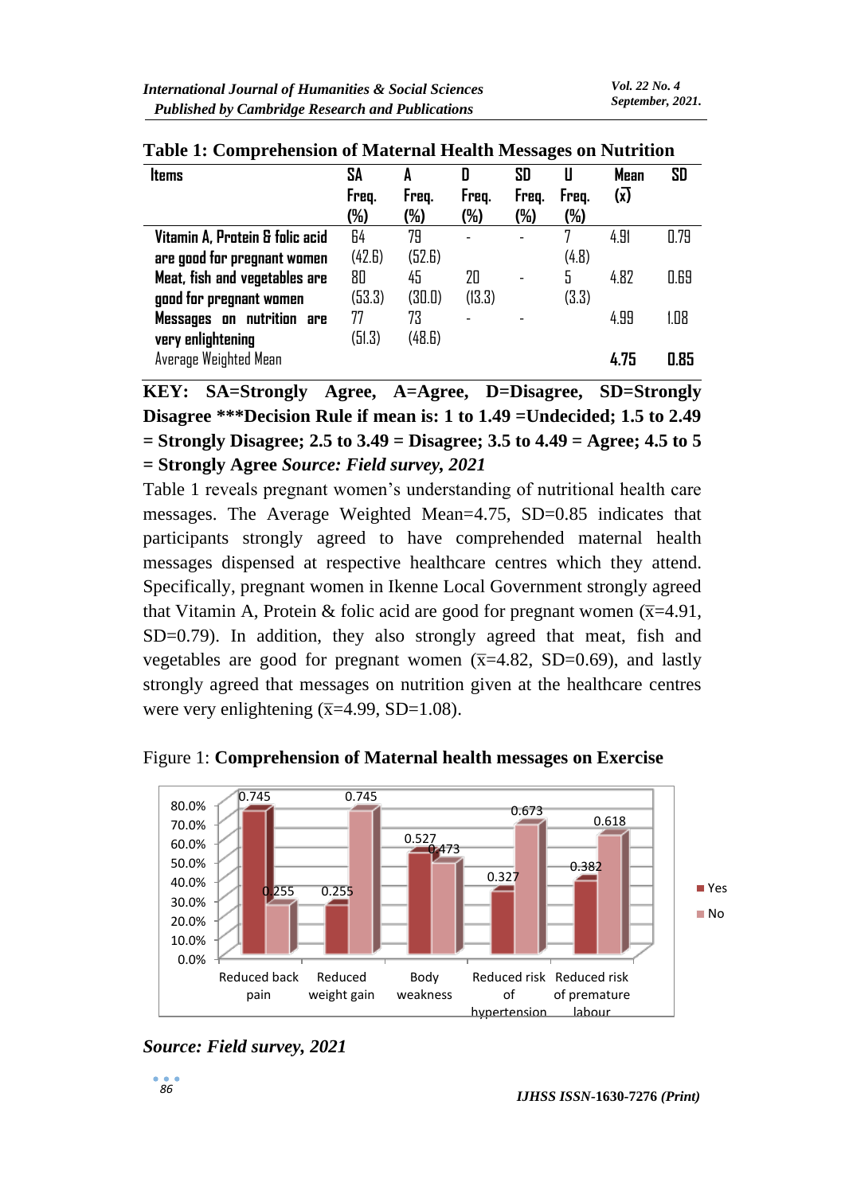**Table 1: Comprehension of Maternal Health Messages on Nutrition**

| Items | SA Freq. (%) | A Freq. (%) | D Freq. (%) | SD Freq. (%) | U Freq. (%) | Mean ($\bar{x}$) | SD |
|---|---|---|---|---|---|---|---|
| Vitamin A, Protein & folic acid are good for pregnant women | 64 (42.6) | 79 (52.6) | - | - | 7 (4.8) | 4.91 | 0.79 |
| Meat, fish and vegetables are good for pregnant women | 80 (53.3) | 45 (30.0) | 20 (13.3) | - | 5 (3.3) | 4.82 | 0.69 |
| Messages on nutrition are very enlightening | 77 (51.3) | 73 (48.6) | - | - | | 4.99 | 1.08 |
| Average Weighted Mean | | | | | | **4.75** | **0.85** |

**KEY: SA=Strongly Agree, A=Agree, D=Disagree, SD=Strongly Disagree \*\*\*Decision Rule if mean is: 1 to 1.49 =Undecided; 1.5 to 2.49 = Strongly Disagree; 2.5 to 3.49 = Disagree; 3.5 to 4.49 = Agree; 4.5 to 5 = Strongly Agree** ***Source: Field survey, 2021***

Table 1 reveals pregnant women's understanding of nutritional health care messages. The Average Weighted Mean=4.75, SD=0.85 indicates that participants strongly agreed to have comprehended maternal health messages dispensed at respective healthcare centres which they attend. Specifically, pregnant women in Ikenne Local Government strongly agreed that Vitamin A, Protein & folic acid are good for pregnant women ($\bar{x}$=4.91, SD=0.79). In addition, they also strongly agreed that meat, fish and vegetables are good for pregnant women ($\bar{x}$=4.82, SD=0.69), and lastly strongly agreed that messages on nutrition given at the healthcare centres were very enlightening ($\bar{x}$=4.99, SD=1.08).

Figure 1: **Comprehension of Maternal health messages on Exercise**

| | Yes | No |
|---|---|---|
| Reduced back pain | 0.745 | 0.255 |
| Reduced weight gain | 0.255 | 0.745 |
| Body weakness | 0.527 | 0.473 |
| Reduced risk of hypertension | 0.327 | 0.673 |
| Reduced risk of premature labour | 0.382 | 0.618 |

***Source: Field survey, 2021***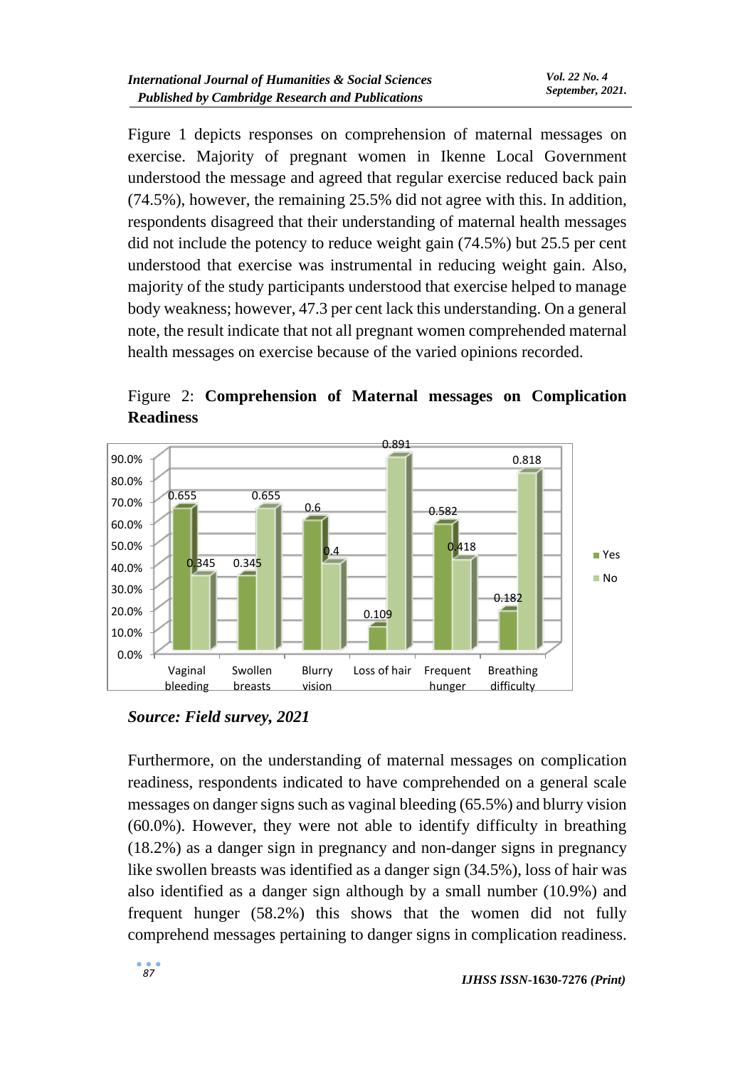Figure 1 depicts responses on comprehension of maternal messages on exercise. Majority of pregnant women in Ikenne Local Government understood the message and agreed that regular exercise reduced back pain (74.5%), however, the remaining 25.5% did not agree with this. In addition, respondents disagreed that their understanding of maternal health messages did not include the potency to reduce weight gain (74.5%) but 25.5 per cent understood that exercise was instrumental in reducing weight gain. Also, majority of the study participants understood that exercise helped to manage body weakness; however, 47.3 per cent lack this understanding. On a general note, the result indicate that not all pregnant women comprehended maternal health messages on exercise because of the varied opinions recorded.

Figure 2: **Comprehension of Maternal messages on Complication Readiness**

| | Vaginal bleeding | Swollen breasts | Blurry vision | Loss of hair | Frequent hunger | Breathing difficulty |
|---|---|---|---|---|---|---|
| Yes | 0.655 | 0.345 | 0.6 | 0.109 | 0.582 | 0.182 |
| No | 0.345 | 0.655 | 0.4 | 0.891 | 0.418 | 0.818 |

***Source: Field survey, 2021***

Furthermore, on the understanding of maternal messages on complication readiness, respondents indicated to have comprehended on a general scale messages on danger signs such as vaginal bleeding (65.5%) and blurry vision (60.0%). However, they were not able to identify difficulty in breathing (18.2%) as a danger sign in pregnancy and non-danger signs in pregnancy like swollen breasts was identified as a danger sign (34.5%), loss of hair was also identified as a danger sign although by a small number (10.9%) and frequent hunger (58.2%) this shows that the women did not fully comprehend messages pertaining to danger signs in complication readiness.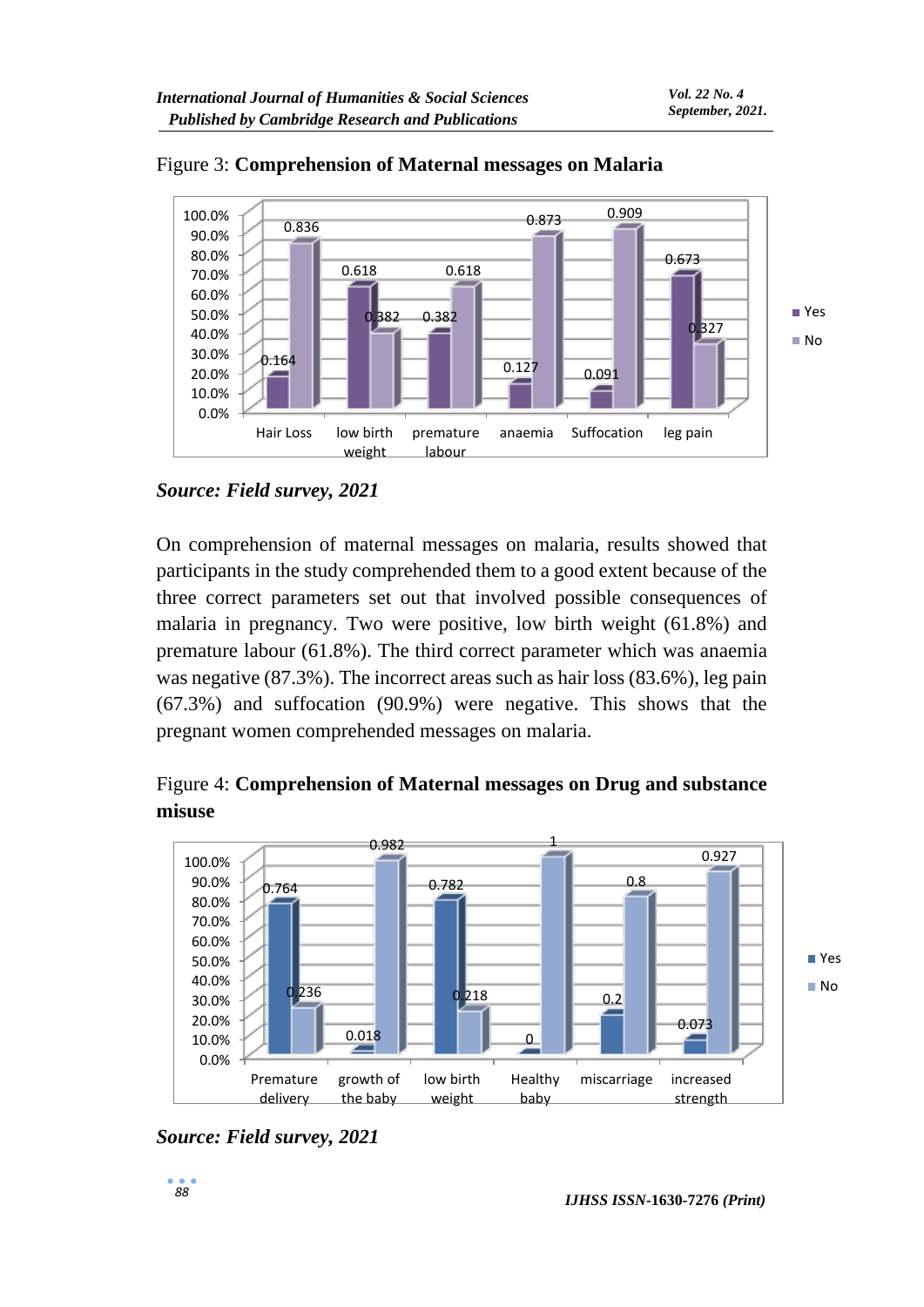Figure 3: **Comprehension of Maternal messages on Malaria**

*Source: Field survey, 2021*

On comprehension of maternal messages on malaria, results showed that participants in the study comprehended them to a good extent because of the three correct parameters set out that involved possible consequences of malaria in pregnancy. Two were positive, low birth weight (61.8%) and premature labour (61.8%). The third correct parameter which was anaemia was negative (87.3%). The incorrect areas such as hair loss (83.6%), leg pain (67.3%) and suffocation (90.9%) were negative. This shows that the pregnant women comprehended messages on malaria.

Figure 4: **Comprehension of Maternal messages on Drug and substance misuse**

*Source: Field survey, 2021*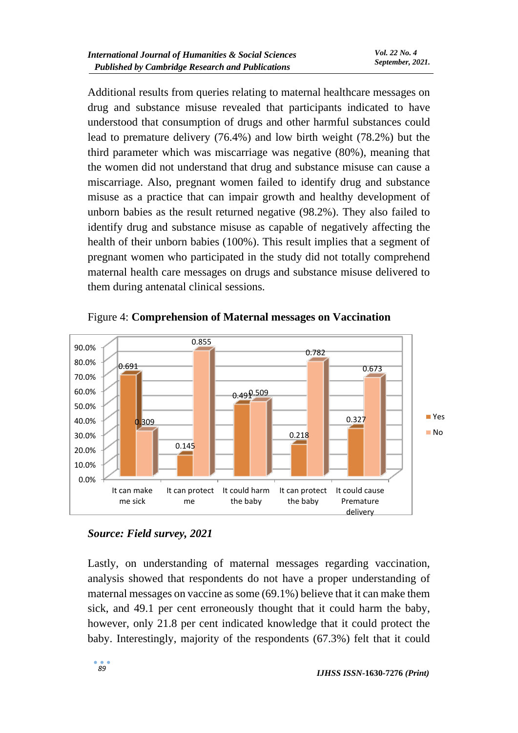Additional results from queries relating to maternal healthcare messages on drug and substance misuse revealed that participants indicated to have understood that consumption of drugs and other harmful substances could lead to premature delivery (76.4%) and low birth weight (78.2%) but the third parameter which was miscarriage was negative (80%), meaning that the women did not understand that drug and substance misuse can cause a miscarriage. Also, pregnant women failed to identify drug and substance misuse as a practice that can impair growth and healthy development of unborn babies as the result returned negative (98.2%). They also failed to identify drug and substance misuse as capable of negatively affecting the health of their unborn babies (100%). This result implies that a segment of pregnant women who participated in the study did not totally comprehend maternal health care messages on drugs and substance misuse delivered to them during antenatal clinical sessions.

Figure 4: **Comprehension of Maternal messages on Vaccination**

| | Yes | No |
|---|---|---|
| It can make me sick | 0.691 | 0.309 |
| It can protect me | 0.145 | 0.855 |
| It could harm the baby | 0.491 | 0.509 |
| It can protect the baby | 0.218 | 0.782 |
| It could cause Premature delivery | 0.327 | 0.673 |

***Source: Field survey, 2021***

Lastly, on understanding of maternal messages regarding vaccination, analysis showed that respondents do not have a proper understanding of maternal messages on vaccine as some (69.1%) believe that it can make them sick, and 49.1 per cent erroneously thought that it could harm the baby, however, only 21.8 per cent indicated knowledge that it could protect the baby. Interestingly, majority of the respondents (67.3%) felt that it could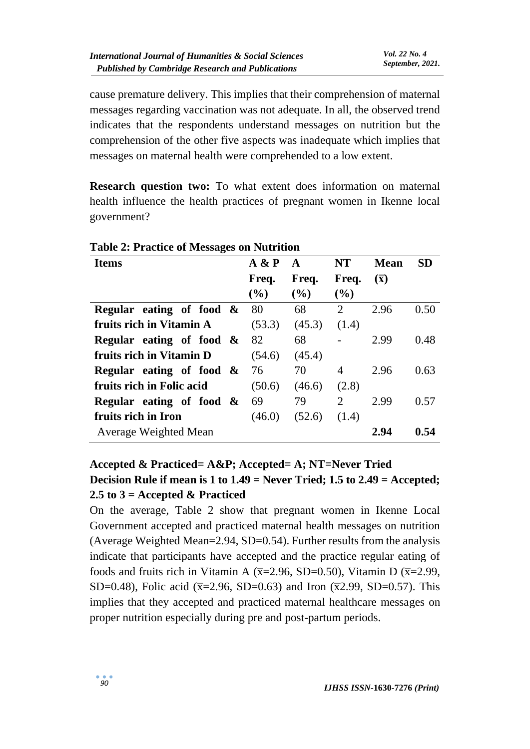cause premature delivery. This implies that their comprehension of maternal messages regarding vaccination was not adequate. In all, the observed trend indicates that the respondents understand messages on nutrition but the comprehension of the other five aspects was inadequate which implies that messages on maternal health were comprehended to a low extent.

**Research question two:** To what extent does information on maternal health influence the health practices of pregnant women in Ikenne local government?

**Table 2: Practice of Messages on Nutrition**

| Items | A & P Freq. (%) | A Freq. (%) | NT Freq. (%) | Mean ($\bar{x}$) | SD |
|---|---|---|---|---|---|
| **Regular eating of food & fruits rich in Vitamin A** | 80 (53.3) | 68 (45.3) | 2 (1.4) | 2.96 | 0.50 |
| **Regular eating of food & fruits rich in Vitamin D** | 82 (54.6) | 68 (45.4) | - | 2.99 | 0.48 |
| **Regular eating of food & fruits rich in Folic acid** | 76 (50.6) | 70 (46.6) | 4 (2.8) | 2.96 | 0.63 |
| **Regular eating of food & fruits rich in Iron** | 69 (46.0) | 79 (52.6) | 2 (1.4) | 2.99 | 0.57 |
| Average Weighted Mean | | | | **2.94** | **0.54** |

**Accepted & Practiced= A&P; Accepted= A; NT=Never Tried**

**Decision Rule if mean is 1 to 1.49 = Never Tried; 1.5 to 2.49 = Accepted; 2.5 to 3 = Accepted & Practiced**

On the average, Table 2 show that pregnant women in Ikenne Local Government accepted and practiced maternal health messages on nutrition (Average Weighted Mean=2.94, SD=0.54). Further results from the analysis indicate that participants have accepted and the practice regular eating of foods and fruits rich in Vitamin A ($\bar{x}$=2.96, SD=0.50), Vitamin D ($\bar{x}$=2.99, SD=0.48), Folic acid ($\bar{x}$=2.96, SD=0.63) and Iron ($\bar{x}$2.99, SD=0.57). This implies that they accepted and practiced maternal healthcare messages on proper nutrition especially during pre and post-partum periods.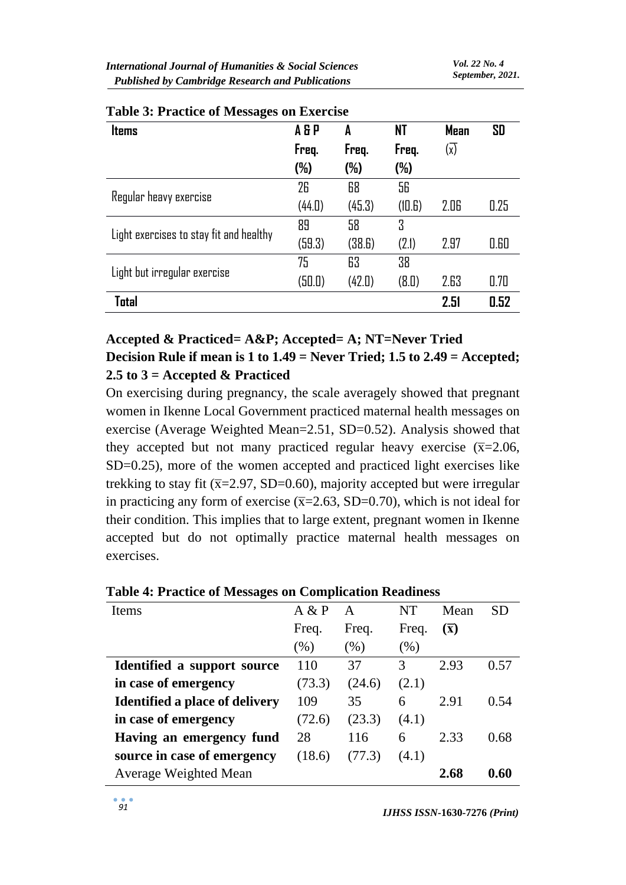**Table 3: Practice of Messages on Exercise**

| Items | A & P Freq. (%) | A Freq. (%) | NT Freq. (%) | Mean ($\bar{x}$) | SD |
|---|---|---|---|---|---|
| Regular heavy exercise | 26 (44.0) | 68 (45.3) | 56 (10.6) | 2.06 | 0.25 |
| Light exercises to stay fit and healthy | 89 (59.3) | 58 (38.6) | 3 (2.1) | 2.97 | 0.60 |
| Light but irregular exercise | 75 (50.0) | 63 (42.0) | 38 (8.0) | 2.63 | 0.70 |
| **Total** | | | | **2.51** | **0.52** |

**Accepted & Practiced= A&P; Accepted= A; NT=Never Tried**
**Decision Rule if mean is 1 to 1.49 = Never Tried; 1.5 to 2.49 = Accepted; 2.5 to 3 = Accepted & Practiced**

On exercising during pregnancy, the scale averagely showed that pregnant women in Ikenne Local Government practiced maternal health messages on exercise (Average Weighted Mean=2.51, SD=0.52). Analysis showed that they accepted but not many practiced regular heavy exercise ($\bar{x}$=2.06, SD=0.25), more of the women accepted and practiced light exercises like trekking to stay fit ($\bar{x}$=2.97, SD=0.60), majority accepted but were irregular in practicing any form of exercise ($\bar{x}$=2.63, SD=0.70), which is not ideal for their condition. This implies that to large extent, pregnant women in Ikenne accepted but do not optimally practice maternal health messages on exercises.

**Table 4: Practice of Messages on Complication Readiness**

| Items | A & P Freq. (%) | A Freq. (%) | NT Freq. (%) | Mean ($\bar{x}$) | SD |
|---|---|---|---|---|---|
| **Identified a support source in case of emergency** | 110 (73.3) | 37 (24.6) | 3 (2.1) | 2.93 | 0.57 |
| **Identified a place of delivery in case of emergency** | 109 (72.6) | 35 (23.3) | 6 (4.1) | 2.91 | 0.54 |
| **Having an emergency fund source in case of emergency** | 28 (18.6) | 116 (77.3) | 6 (4.1) | 2.33 | 0.68 |
| Average Weighted Mean | | | | **2.68** | **0.60** |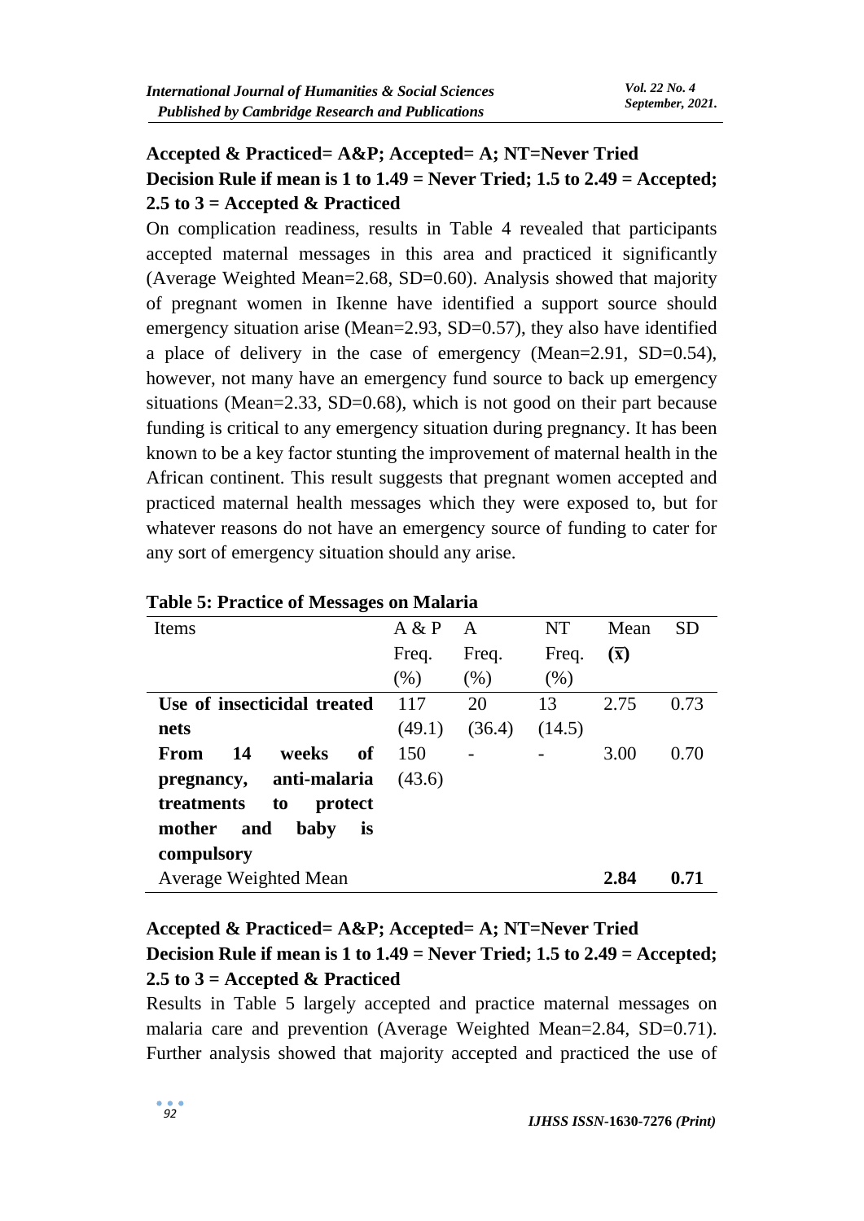**Accepted & Practiced= A&P; Accepted= A; NT=Never Tried**
**Decision Rule if mean is 1 to 1.49 = Never Tried; 1.5 to 2.49 = Accepted; 2.5 to 3 = Accepted & Practiced**

On complication readiness, results in Table 4 revealed that participants accepted maternal messages in this area and practiced it significantly (Average Weighted Mean=2.68, SD=0.60). Analysis showed that majority of pregnant women in Ikenne have identified a support source should emergency situation arise (Mean=2.93, SD=0.57), they also have identified a place of delivery in the case of emergency (Mean=2.91, SD=0.54), however, not many have an emergency fund source to back up emergency situations (Mean=2.33, SD=0.68), which is not good on their part because funding is critical to any emergency situation during pregnancy. It has been known to be a key factor stunting the improvement of maternal health in the African continent. This result suggests that pregnant women accepted and practiced maternal health messages which they were exposed to, but for whatever reasons do not have an emergency source of funding to cater for any sort of emergency situation should any arise.

**Table 5: Practice of Messages on Malaria**

| Items | A & P Freq. (%) | A Freq. (%) | NT Freq. (%) | Mean ($\bar{x}$) | SD |
|---|---|---|---|---|---|
| **Use of insecticidal treated nets** | 117 (49.1) | 20 (36.4) | 13 (14.5) | 2.75 | 0.73 |
| **From 14 weeks of pregnancy, anti-malaria treatments to protect mother and baby is compulsory** | 150 (43.6) | - | - | 3.00 | 0.70 |
| Average Weighted Mean | | | | **2.84** | **0.71** |

**Accepted & Practiced= A&P; Accepted= A; NT=Never Tried**
**Decision Rule if mean is 1 to 1.49 = Never Tried; 1.5 to 2.49 = Accepted; 2.5 to 3 = Accepted & Practiced**

Results in Table 5 largely accepted and practice maternal messages on malaria care and prevention (Average Weighted Mean=2.84, SD=0.71). Further analysis showed that majority accepted and practiced the use of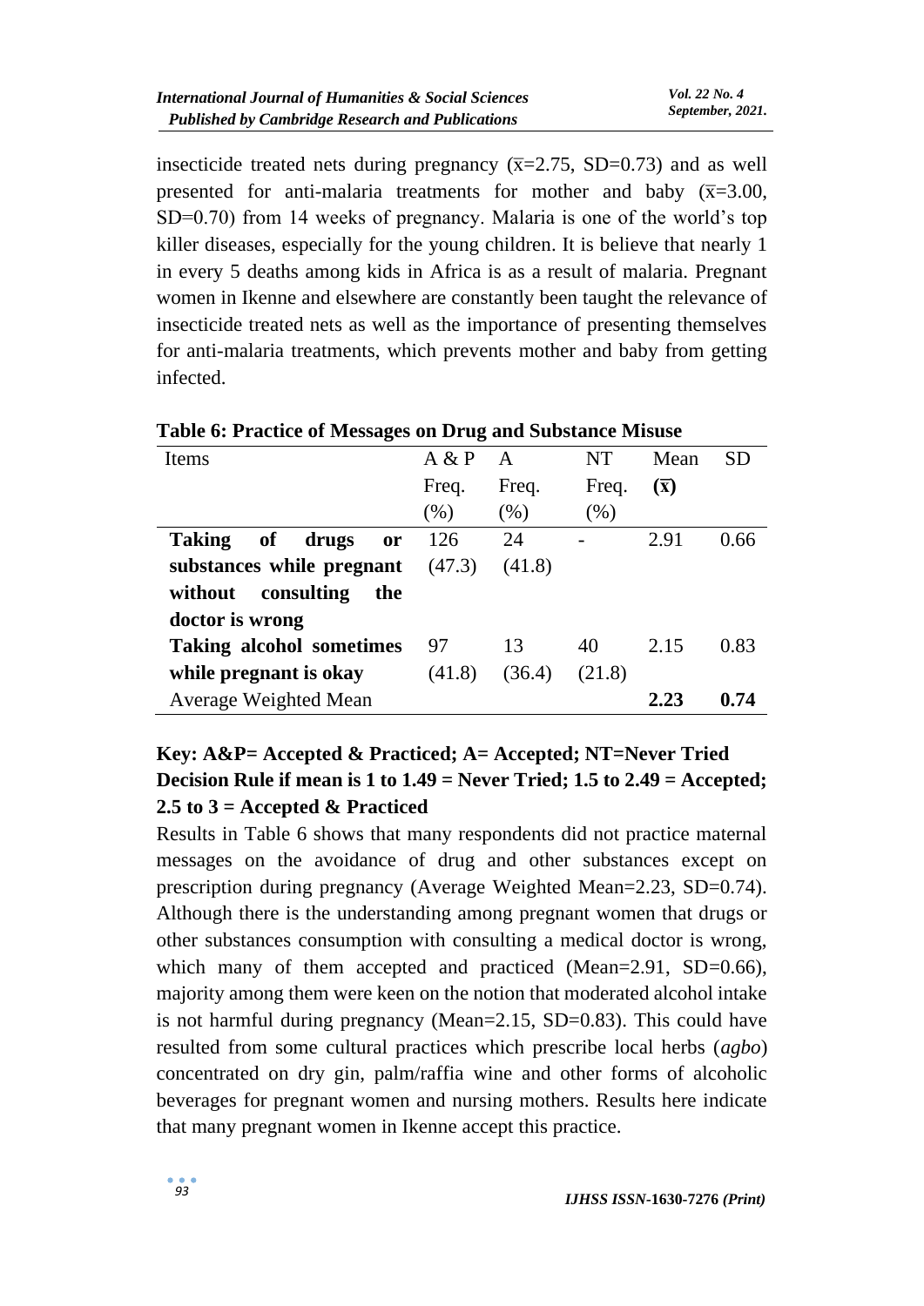insecticide treated nets during pregnancy ($\bar{x}$=2.75, SD=0.73) and as well presented for anti-malaria treatments for mother and baby ($\bar{x}$=3.00, SD=0.70) from 14 weeks of pregnancy. Malaria is one of the world's top killer diseases, especially for the young children. It is believe that nearly 1 in every 5 deaths among kids in Africa is as a result of malaria. Pregnant women in Ikenne and elsewhere are constantly been taught the relevance of insecticide treated nets as well as the importance of presenting themselves for anti-malaria treatments, which prevents mother and baby from getting infected.

**Table 6: Practice of Messages on Drug and Substance Misuse**

| Items | A & P Freq. (%) | A Freq. (%) | NT Freq. (%) | Mean ($\bar{x}$) | SD |
|---|---|---|---|---|---|
| **Taking of drugs or substances while pregnant without consulting the doctor is wrong** | 126 (47.3) | 24 (41.8) | - | 2.91 | 0.66 |
| **Taking alcohol sometimes while pregnant is okay** | 97 (41.8) | 13 (36.4) | 40 (21.8) | 2.15 | 0.83 |
| Average Weighted Mean | | | | **2.23** | **0.74** |

**Key: A&P= Accepted & Practiced; A= Accepted; NT=Never Tried**
**Decision Rule if mean is 1 to 1.49 = Never Tried; 1.5 to 2.49 = Accepted; 2.5 to 3 = Accepted & Practiced**

Results in Table 6 shows that many respondents did not practice maternal messages on the avoidance of drug and other substances except on prescription during pregnancy (Average Weighted Mean=2.23, SD=0.74). Although there is the understanding among pregnant women that drugs or other substances consumption with consulting a medical doctor is wrong, which many of them accepted and practiced (Mean=2.91, SD=0.66), majority among them were keen on the notion that moderated alcohol intake is not harmful during pregnancy (Mean=2.15, SD=0.83). This could have resulted from some cultural practices which prescribe local herbs (*agbo*) concentrated on dry gin, palm/raffia wine and other forms of alcoholic beverages for pregnant women and nursing mothers. Results here indicate that many pregnant women in Ikenne accept this practice.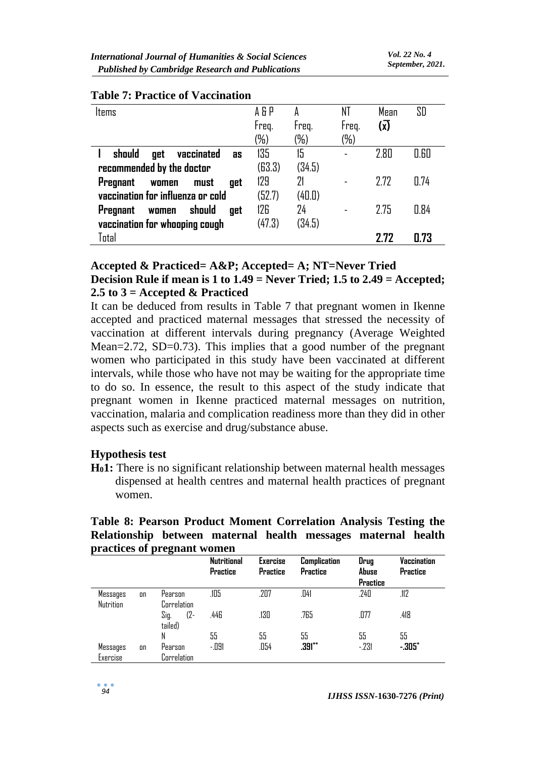**Table 7: Practice of Vaccination**

| Items | A & P Freq. (%) | A Freq. (%) | NT Freq. (%) | Mean ($\bar{x}$) | SD |
|---|---|---|---|---|---|
| **I should get vaccinated as recommended by the doctor** | 135 (63.3) | 15 (34.5) | - | 2.80 | 0.60 |
| **Pregnant women must get vaccination for influenza or cold** | 129 (52.7) | 21 (40.0) | - | 2.72 | 0.74 |
| **Pregnant women should get vaccination for whooping cough** | 126 (47.3) | 24 (34.5) | - | 2.75 | 0.84 |
| Total | | | | **2.72** | **0.73** |

**Accepted & Practiced= A&P; Accepted= A; NT=Never Tried**
**Decision Rule if mean is 1 to 1.49 = Never Tried; 1.5 to 2.49 = Accepted; 2.5 to 3 = Accepted & Practiced**

It can be deduced from results in Table 7 that pregnant women in Ikenne accepted and practiced maternal messages that stressed the necessity of vaccination at different intervals during pregnancy (Average Weighted Mean=2.72, SD=0.73). This implies that a good number of the pregnant women who participated in this study have been vaccinated at different intervals, while those who have not may be waiting for the appropriate time to do so. In essence, the result to this aspect of the study indicate that pregnant women in Ikenne practiced maternal messages on nutrition, vaccination, malaria and complication readiness more than they did in other aspects such as exercise and drug/substance abuse.

### Hypothesis test

**$H_0$1:** There is no significant relationship between maternal health messages dispensed at health centres and maternal health practices of pregnant women.

**Table 8: Pearson Product Moment Correlation Analysis Testing the Relationship between maternal health messages maternal health practices of pregnant women**

| | | Nutritional Practice | Exercise Practice | Complication Practice | Drug Abuse Practice | Vaccination Practice |
|---|---|---|---|---|---|---|
| Messages on Nutrition | Pearson Correlation | .105 | .207 | .041 | .240 | .112 |
| | Sig. (2-tailed) | .446 | .130 | .765 | .077 | .418 |
| | N | 55 | 55 | 55 | 55 | 55 |
| Messages on Exercise | Pearson Correlation | -.091 | .054 | **.391**** | -.231 | **-.305*** |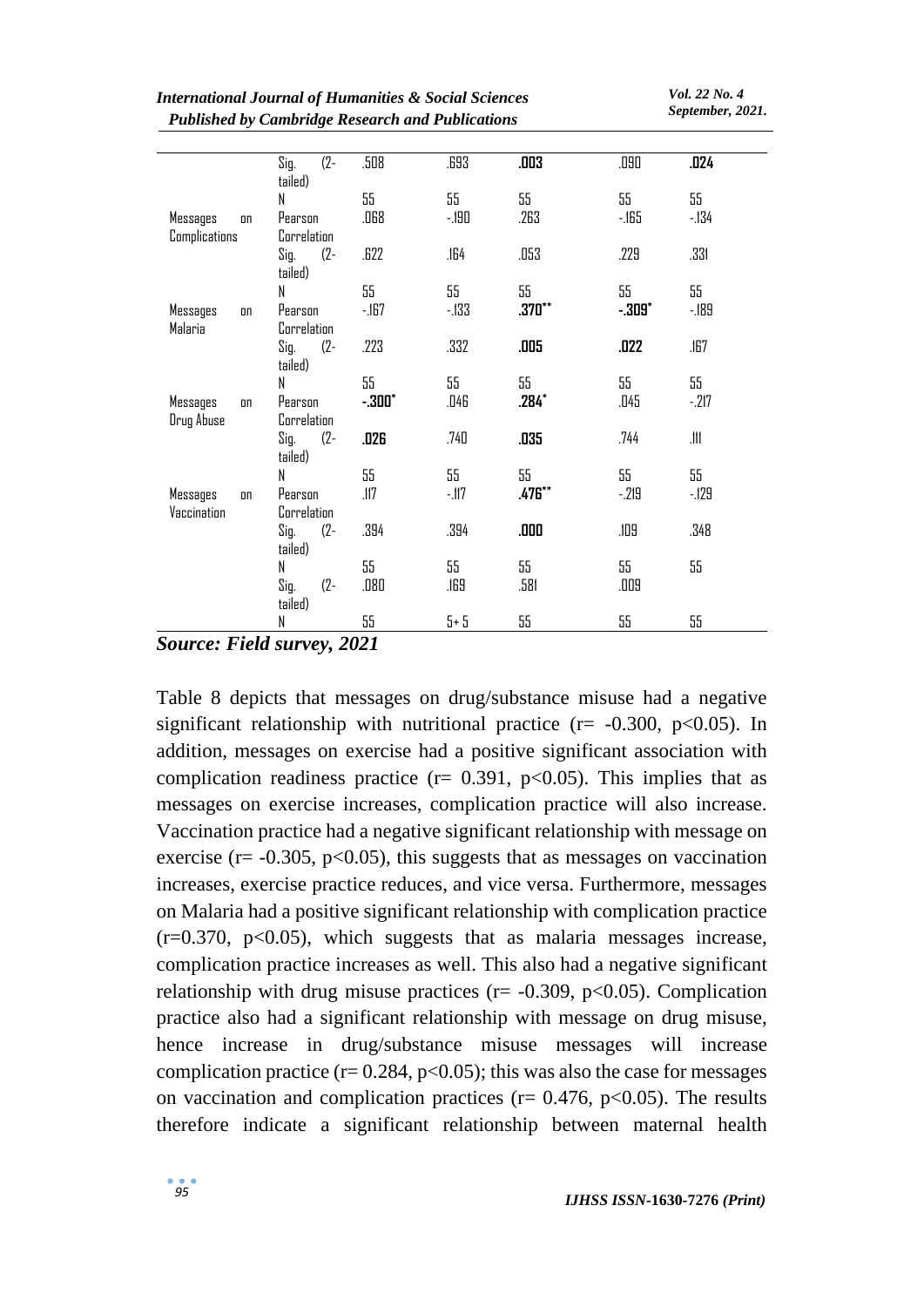| | | | | | | |
|---|---|---|---|---|---|---|
| | Sig. (2-tailed) | .508 | .693 | **.003** | .090 | **.024** |
| | N | 55 | 55 | 55 | 55 | 55 |
| Messages on Complications | Pearson Correlation | .068 | -.190 | .263 | -.165 | -.134 |
| | Sig. (2-tailed) | .622 | .164 | .053 | .229 | .331 |
| | N | 55 | 55 | 55 | 55 | 55 |
| Messages on Malaria | Pearson Correlation | -.167 | -.133 | **.370**** | **-.309*** | -.189 |
| | Sig. (2-tailed) | .223 | .332 | **.005** | **.022** | .167 |
| | N | 55 | 55 | 55 | 55 | 55 |
| Messages on Drug Abuse | Pearson Correlation | **-.300*** | .046 | **.284*** | .045 | -.217 |
| | Sig. (2-tailed) | **.026** | .740 | **.035** | .744 | .111 |
| | N | 55 | 55 | 55 | 55 | 55 |
| Messages on Vaccination | Pearson Correlation | .117 | -.117 | **.476**** | -.219 | -.129 |
| | Sig. (2-tailed) | .394 | .394 | **.000** | .109 | .348 |
| | N | 55 | 55 | 55 | 55 | 55 |
| | Sig. (2-tailed) | .080 | .169 | .581 | .009 | |
| | N | 55 | 5+5 | 55 | 55 | 55 |

***Source: Field survey, 2021***

Table 8 depicts that messages on drug/substance misuse had a negative significant relationship with nutritional practice ($r= -0.300$, $p<0.05$). In addition, messages on exercise had a positive significant association with complication readiness practice ($r= 0.391$, $p<0.05$). This implies that as messages on exercise increases, complication practice will also increase. Vaccination practice had a negative significant relationship with message on exercise ($r= -0.305$, $p<0.05$), this suggests that as messages on vaccination increases, exercise practice reduces, and vice versa. Furthermore, messages on Malaria had a positive significant relationship with complication practice ($r=0.370$, $p<0.05$), which suggests that as malaria messages increase, complication practice increases as well. This also had a negative significant relationship with drug misuse practices ($r= -0.309$, $p<0.05$). Complication practice also had a significant relationship with message on drug misuse, hence increase in drug/substance misuse messages will increase complication practice ($r= 0.284$, $p<0.05$); this was also the case for messages on vaccination and complication practices ($r= 0.476$, $p<0.05$). The results therefore indicate a significant relationship between maternal health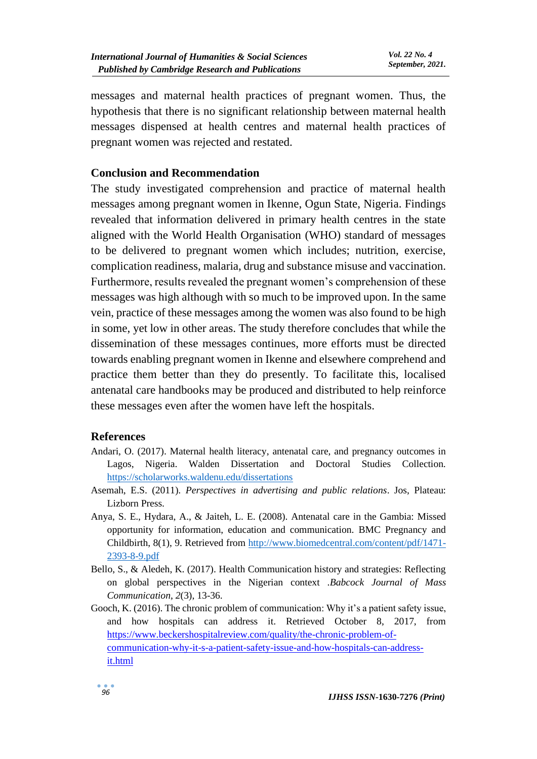messages and maternal health practices of pregnant women. Thus, the hypothesis that there is no significant relationship between maternal health messages dispensed at health centres and maternal health practices of pregnant women was rejected and restated.

## Conclusion and Recommendation

The study investigated comprehension and practice of maternal health messages among pregnant women in Ikenne, Ogun State, Nigeria. Findings revealed that information delivered in primary health centres in the state aligned with the World Health Organisation (WHO) standard of messages to be delivered to pregnant women which includes; nutrition, exercise, complication readiness, malaria, drug and substance misuse and vaccination. Furthermore, results revealed the pregnant women's comprehension of these messages was high although with so much to be improved upon. In the same vein, practice of these messages among the women was also found to be high in some, yet low in other areas. The study therefore concludes that while the dissemination of these messages continues, more efforts must be directed towards enabling pregnant women in Ikenne and elsewhere comprehend and practice them better than they do presently. To facilitate this, localised antenatal care handbooks may be produced and distributed to help reinforce these messages even after the women have left the hospitals.

## References

Andari, O. (2017). Maternal health literacy, antenatal care, and pregnancy outcomes in Lagos, Nigeria. Walden Dissertation and Doctoral Studies Collection. https://scholarworks.waldenu.edu/dissertations

Asemah, E.S. (2011). *Perspectives in advertising and public relations*. Jos, Plateau: Lizborn Press.

Anya, S. E., Hydara, A., & Jaiteh, L. E. (2008). Antenatal care in the Gambia: Missed opportunity for information, education and communication. BMC Pregnancy and Childbirth, 8(1), 9. Retrieved from http://www.biomedcentral.com/content/pdf/1471-2393-8-9.pdf

Bello, S., & Aledeh, K. (2017). Health Communication history and strategies: Reflecting on global perspectives in the Nigerian context .*Babcock Journal of Mass Communication*, *2*(3), 13-36.

Gooch, K. (2016). The chronic problem of communication: Why it's a patient safety issue, and how hospitals can address it. Retrieved October 8, 2017, from https://www.beckershospitalreview.com/quality/the-chronic-problem-of-communication-why-it-s-a-patient-safety-issue-and-how-hospitals-can-address-it.html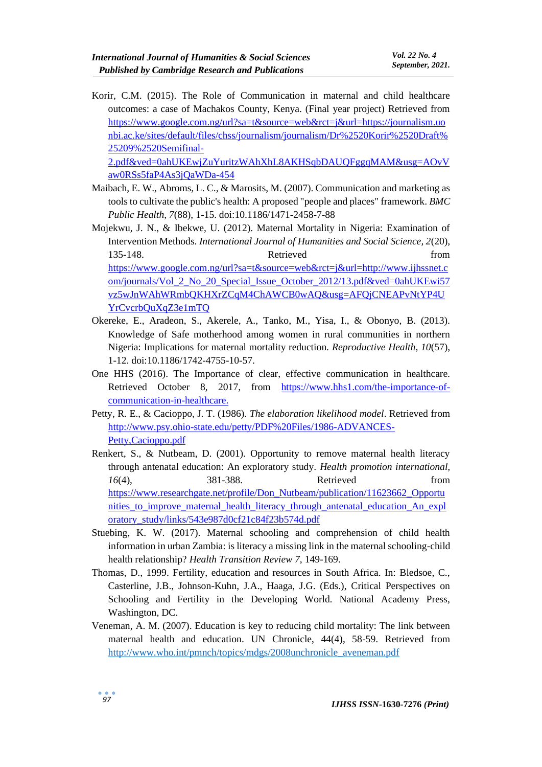Korir, C.M. (2015). The Role of Communication in maternal and child healthcare outcomes: a case of Machakos County, Kenya. (Final year project) Retrieved from https://www.google.com.ng/url?sa=t&source=web&rct=j&url=https://journalism.uonbi.ac.ke/sites/default/files/chss/journalism/journalism/Dr%2520Korir%2520Draft%25209%2520Semifinal-2.pdf&ved=0ahUKEwjZuYuritzWAhXhL8AKHSqbDAUQFggqMAM&usg=AOvVaw0RSs5faP4As3jQaWDa-454

Maibach, E. W., Abroms, L. C., & Marosits, M. (2007). Communication and marketing as tools to cultivate the public's health: A proposed "people and places" framework. *BMC Public Health, 7*(88), 1-15. doi:10.1186/1471-2458-7-88

Mojekwu, J. N., & Ibekwe, U. (2012). Maternal Mortality in Nigeria: Examination of Intervention Methods. *International Journal of Humanities and Social Science, 2*(20), 135-148. Retrieved from https://www.google.com.ng/url?sa=t&source=web&rct=j&url=http://www.ijhssnet.com/journals/Vol_2_No_20_Special_Issue_October_2012/13.pdf&ved=0ahUKEwi57vz5wJnWAhWRmbQKHXrZCqM4ChAWCB0wAQ&usg=AFQjCNEAPvNtYP4UYrCvcrbQuXqZ3e1mTQ

Okereke, E., Aradeon, S., Akerele, A., Tanko, M., Yisa, I., & Obonyo, B. (2013). Knowledge of Safe motherhood among women in rural communities in northern Nigeria: Implications for maternal mortality reduction. *Reproductive Health, 10*(57), 1-12. doi:10.1186/1742-4755-10-57.

One HHS (2016). The Importance of clear, effective communication in healthcare. Retrieved October 8, 2017, from https://www.hhs1.com/the-importance-of-communication-in-healthcare.

Petty, R. E., & Cacioppo, J. T. (1986). *The elaboration likelihood model*. Retrieved from http://www.psy.ohio-state.edu/petty/PDF%20Files/1986-ADVANCES-Petty,Cacioppo.pdf

Renkert, S., & Nutbeam, D. (2001). Opportunity to remove maternal health literacy through antenatal education: An exploratory study. *Health promotion international, 16*(4), 381-388. Retrieved from https://www.researchgate.net/profile/Don_Nutbeam/publication/11623662_Opportunities_to_improve_maternal_health_literacy_through_antenatal_education_An_exploratory_study/links/543e987d0cf21c84f23b574d.pdf

Stuebing, K. W. (2017). Maternal schooling and comprehension of child health information in urban Zambia: is literacy a missing link in the maternal schooling-child health relationship? *Health Transition Review 7*, 149-169.

Thomas, D., 1999. Fertility, education and resources in South Africa. In: Bledsoe, C., Casterline, J.B., Johnson-Kuhn, J.A., Haaga, J.G. (Eds.), Critical Perspectives on Schooling and Fertility in the Developing World. National Academy Press, Washington, DC.

Veneman, A. M. (2007). Education is key to reducing child mortality: The link between maternal health and education. UN Chronicle, 44(4), 58-59. Retrieved from http://www.who.int/pmnch/topics/mdgs/2008unchronicle_aveneman.pdf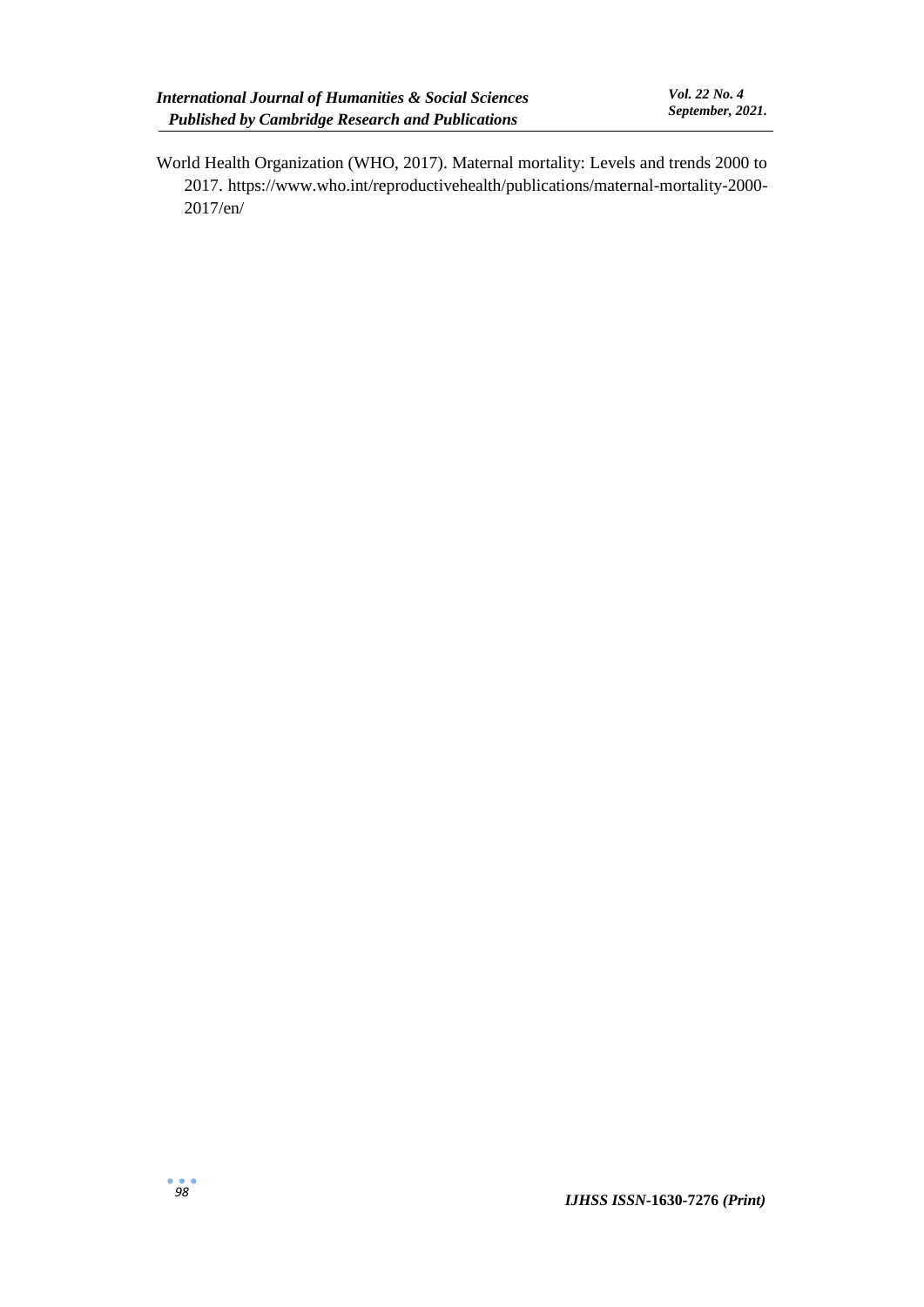World Health Organization (WHO, 2017). Maternal mortality: Levels and trends 2000 to 2017. https://www.who.int/reproductivehealth/publications/maternal-mortality-2000-2017/en/